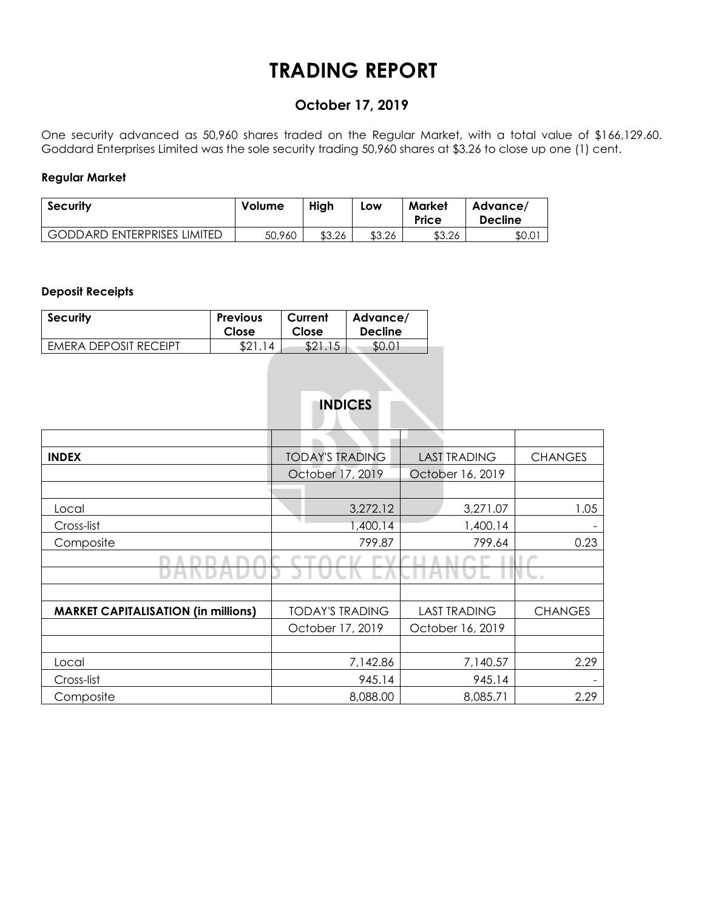# TRADING REPORT

## October 17, 2019

One security advanced as 50,960 shares traded on the Regular Market, with a total value of $166,129.60. Goddard Enterprises Limited was the sole security trading 50,960 shares at $3.26 to close up one (1) cent.

### Regular Market

| Security | Volume | High | Low | Market Price | Advance/ Decline |
|---|---|---|---|---|---|
| GODDARD ENTERPRISES LIMITED | 50,960 | $3.26 | $3.26 | $3.26 | $0.01 |

### Deposit Receipts

| Security | Previous Close | Current Close | Advance/ Decline |
|---|---|---|---|
| EMERA DEPOSIT RECEIPT | $21.14 | $21.15 | $0.01 |

## INDICES

| INDEX | TODAY'S TRADING | LAST TRADING | CHANGES |
|---|---|---|---|
| | October 17, 2019 | October 16, 2019 | |
| Local | 3,272.12 | 3,271.07 | 1.05 |
| Cross-list | 1,400.14 | 1,400.14 | - |
| Composite | 799.87 | 799.64 | 0.23 |

| MARKET CAPITALISATION (in millions) | TODAY'S TRADING | LAST TRADING | CHANGES |
|---|---|---|---|
| | October 17, 2019 | October 16, 2019 | |
| Local | 7,142.86 | 7,140.57 | 2.29 |
| Cross-list | 945.14 | 945.14 | - |
| Composite | 8,088.00 | 8,085.71 | 2.29 |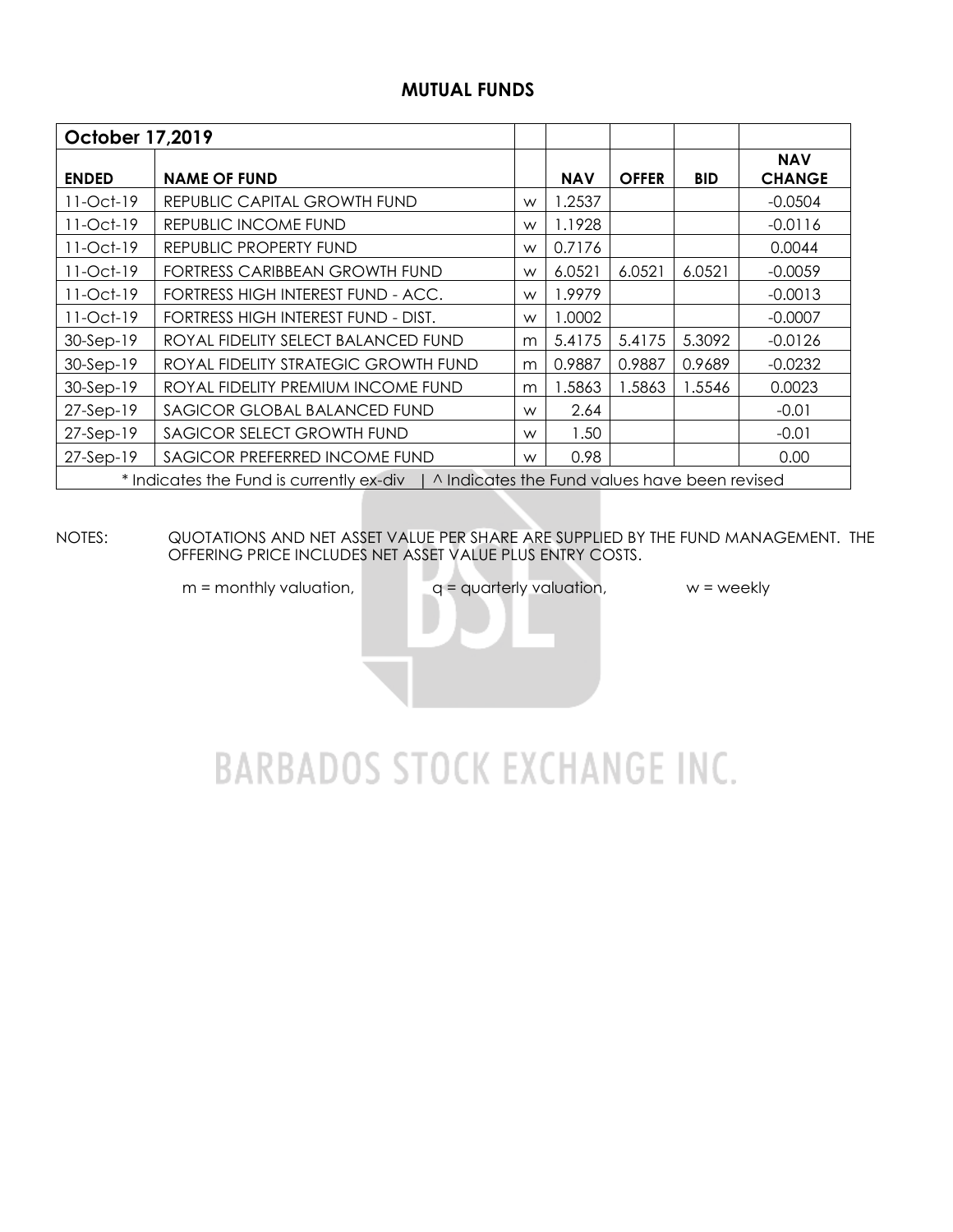## MUTUAL FUNDS

| October 17,2019 | | | | | | |
|---|---|---|---|---|---|---|
| **ENDED** | **NAME OF FUND** | | **NAV** | **OFFER** | **BID** | **NAV CHANGE** |
| 11-Oct-19 | REPUBLIC CAPITAL GROWTH FUND | w | 1.2537 | | | -0.0504 |
| 11-Oct-19 | REPUBLIC INCOME FUND | w | 1.1928 | | | -0.0116 |
| 11-Oct-19 | REPUBLIC PROPERTY FUND | w | 0.7176 | | | 0.0044 |
| 11-Oct-19 | FORTRESS CARIBBEAN GROWTH FUND | w | 6.0521 | 6.0521 | 6.0521 | -0.0059 |
| 11-Oct-19 | FORTRESS HIGH INTEREST FUND - ACC. | w | 1.9979 | | | -0.0013 |
| 11-Oct-19 | FORTRESS HIGH INTEREST FUND - DIST. | w | 1.0002 | | | -0.0007 |
| 30-Sep-19 | ROYAL FIDELITY SELECT BALANCED FUND | m | 5.4175 | 5.4175 | 5.3092 | -0.0126 |
| 30-Sep-19 | ROYAL FIDELITY STRATEGIC GROWTH FUND | m | 0.9887 | 0.9887 | 0.9689 | -0.0232 |
| 30-Sep-19 | ROYAL FIDELITY PREMIUM INCOME FUND | m | 1.5863 | 1.5863 | 1.5546 | 0.0023 |
| 27-Sep-19 | SAGICOR GLOBAL BALANCED FUND | w | 2.64 | | | -0.01 |
| 27-Sep-19 | SAGICOR SELECT GROWTH FUND | w | 1.50 | | | -0.01 |
| 27-Sep-19 | SAGICOR PREFERRED INCOME FUND | w | 0.98 | | | 0.00 |
| * Indicates the Fund is currently ex-div \| ^ Indicates the Fund values have been revised | | | | | | |

NOTES: QUOTATIONS AND NET ASSET VALUE PER SHARE ARE SUPPLIED BY THE FUND MANAGEMENT. THE OFFERING PRICE INCLUDES NET ASSET VALUE PLUS ENTRY COSTS.

m = monthly valuation, q = quarterly valuation, w = weekly

BARBADOS STOCK EXCHANGE INC.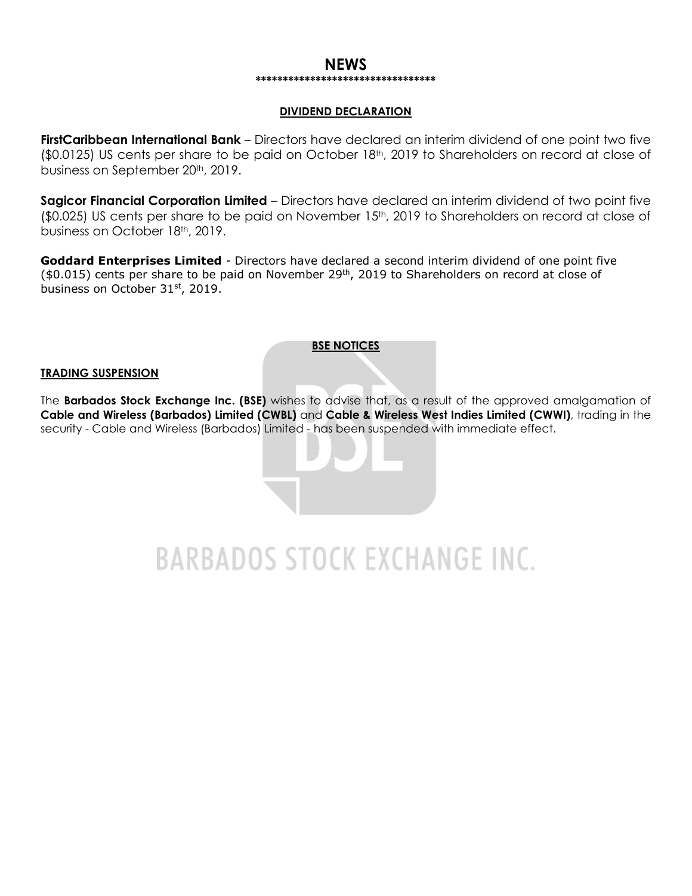# NEWS

*********************************

## DIVIDEND DECLARATION

**FirstCaribbean International Bank** – Directors have declared an interim dividend of one point two five ($0.0125) US cents per share to be paid on October 18th, 2019 to Shareholders on record at close of business on September 20th, 2019.

**Sagicor Financial Corporation Limited** – Directors have declared an interim dividend of two point five ($0.025) US cents per share to be paid on November 15th, 2019 to Shareholders on record at close of business on October 18th, 2019.

**Goddard Enterprises Limited** - Directors have declared a second interim dividend of one point five ($0.015) cents per share to be paid on November 29th, 2019 to Shareholders on record at close of business on October 31st, 2019.

## BSE NOTICES

### TRADING SUSPENSION

The **Barbados Stock Exchange Inc. (BSE)** wishes to advise that, as a result of the approved amalgamation of **Cable and Wireless (Barbados) Limited (CWBL)** and **Cable & Wireless West Indies Limited (CWWI)**, trading in the security - Cable and Wireless (Barbados) Limited - has been suspended with immediate effect.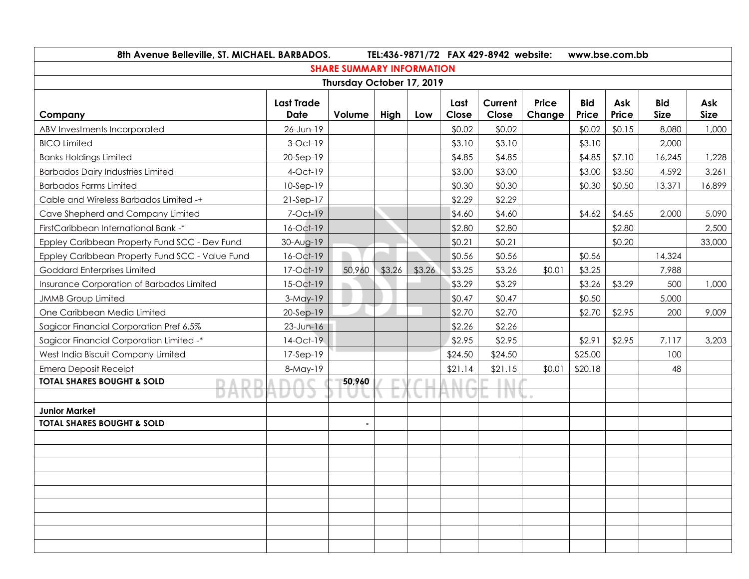| 8th Avenue Belleville, ST. MICHAEL. BARBADOS. TEL:436-9871/72 FAX 429-8942 website: www.bse.com.bb | | | | | | | | | | | |
|---|---|---|---|---|---|---|---|---|---|---|---|
| **SHARE SUMMARY INFORMATION** | | | | | | | | | | | |
| **Thursday October 17, 2019** | | | | | | | | | | | |
| **Company** | **Last Trade Date** | **Volume** | **High** | **Low** | **Last Close** | **Current Close** | **Price Change** | **Bid Price** | **Ask Price** | **Bid Size** | **Ask Size** |
| ABV Investments Incorporated | 26-Jun-19 | | | | $0.02 | $0.02 | | $0.02 | $0.15 | 8,080 | 1,000 |
| BICO Limited | 3-Oct-19 | | | | $3.10 | $3.10 | | $3.10 | | 2,000 | |
| Banks Holdings Limited | 20-Sep-19 | | | | $4.85 | $4.85 | | $4.85 | $7.10 | 16,245 | 1,228 |
| Barbados Dairy Industries Limited | 4-Oct-19 | | | | $3.00 | $3.00 | | $3.00 | $3.50 | 4,592 | 3,261 |
| Barbados Farms Limited | 10-Sep-19 | | | | $0.30 | $0.30 | | $0.30 | $0.50 | 13,371 | 16,899 |
| Cable and Wireless Barbados Limited -+ | 21-Sep-17 | | | | $2.29 | $2.29 | | | | | |
| Cave Shepherd and Company Limited | 7-Oct-19 | | | | $4.60 | $4.60 | | $4.62 | $4.65 | 2,000 | 5,090 |
| FirstCaribbean International Bank -* | 16-Oct-19 | | | | $2.80 | $2.80 | | | $2.80 | | 2,500 |
| Eppley Caribbean Property Fund SCC - Dev Fund | 30-Aug-19 | | | | $0.21 | $0.21 | | | $0.20 | | 33,000 |
| Eppley Caribbean Property Fund SCC - Value Fund | 16-Oct-19 | | | | $0.56 | $0.56 | | $0.56 | | 14,324 | |
| Goddard Enterprises Limited | 17-Oct-19 | 50,960 | $3.26 | $3.26 | $3.25 | $3.26 | $0.01 | $3.25 | | 7,988 | |
| Insurance Corporation of Barbados Limited | 15-Oct-19 | | | | $3.29 | $3.29 | | $3.26 | $3.29 | 500 | 1,000 |
| JMMB Group Limited | 3-May-19 | | | | $0.47 | $0.47 | | $0.50 | | 5,000 | |
| One Caribbean Media Limited | 20-Sep-19 | | | | $2.70 | $2.70 | | $2.70 | $2.95 | 200 | 9,009 |
| Sagicor Financial Corporation Pref 6.5% | 23-Jun-16 | | | | $2.26 | $2.26 | | | | | |
| Sagicor Financial Corporation Limited -* | 14-Oct-19 | | | | $2.95 | $2.95 | | $2.91 | $2.95 | 7,117 | 3,203 |
| West India Biscuit Company Limited | 17-Sep-19 | | | | $24.50 | $24.50 | | $25.00 | | 100 | |
| Emera Deposit Receipt | 8-May-19 | | | | $21.14 | $21.15 | $0.01 | $20.18 | | 48 | |
| **TOTAL SHARES BOUGHT & SOLD** | | **50,960** | | | | | | | | | |
| | | | | | | | | | | | |
| **Junior Market** | | | | | | | | | | | |
| **TOTAL SHARES BOUGHT & SOLD** | | - | | | | | | | | | |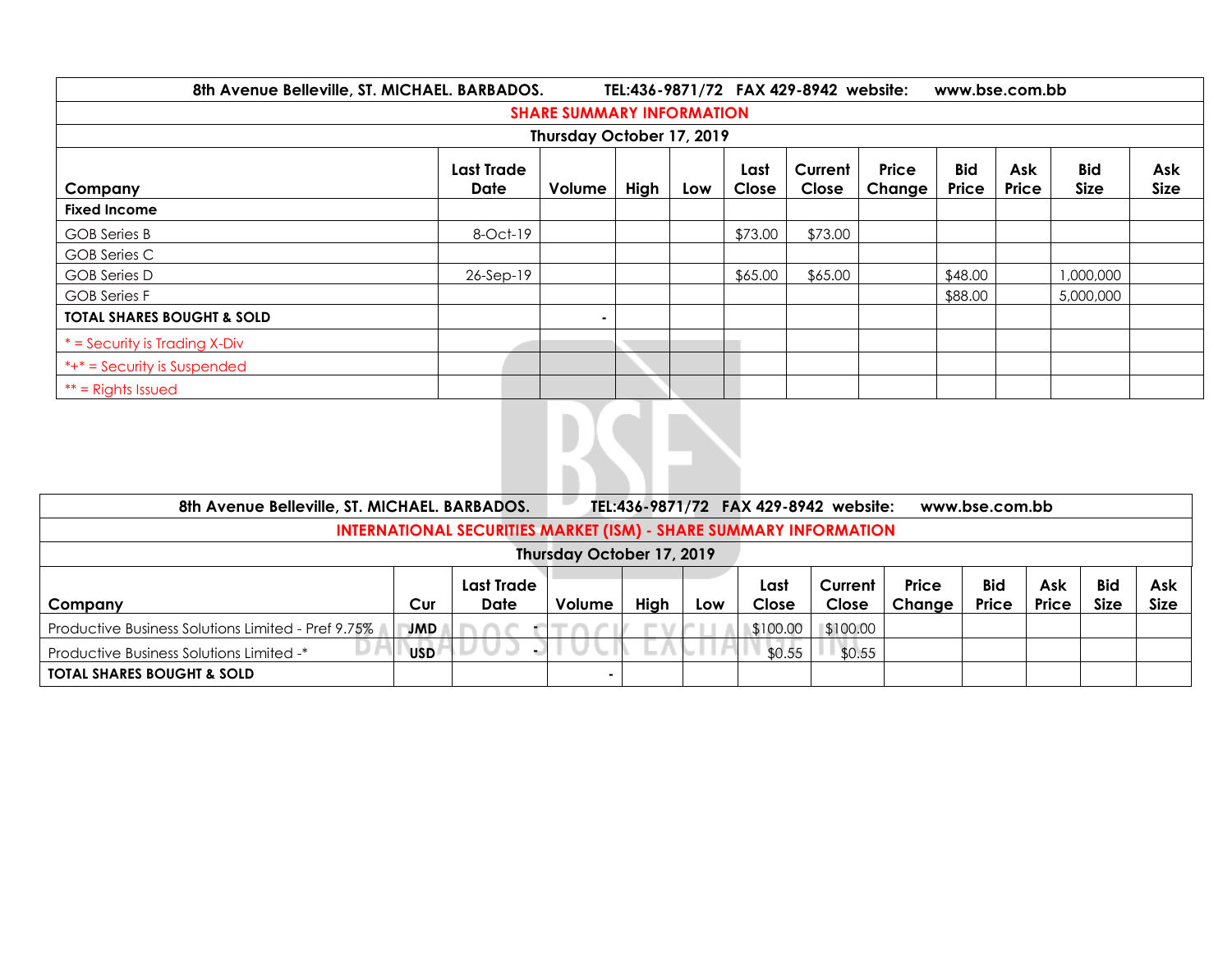| 8th Avenue Belleville, ST. MICHAEL. BARBADOS. TEL:436-9871/72 FAX 429-8942 website: www.bse.com.bb | | | | | | | | | | | |
|---|---|---|---|---|---|---|---|---|---|---|---|
| **SHARE SUMMARY INFORMATION** | | | | | | | | | | | |
| **Thursday October 17, 2019** | | | | | | | | | | | |
| **Company** | **Last Trade Date** | **Volume** | **High** | **Low** | **Last Close** | **Current Close** | **Price Change** | **Bid Price** | **Ask Price** | **Bid Size** | **Ask Size** |
| **Fixed Income** | | | | | | | | | | | |
| GOB Series B | 8-Oct-19 | | | | $73.00 | $73.00 | | | | | |
| GOB Series C | | | | | | | | | | | |
| GOB Series D | 26-Sep-19 | | | | $65.00 | $65.00 | | $48.00 | | 1,000,000 | |
| GOB Series F | | | | | | | | $88.00 | | 5,000,000 | |
| **TOTAL SHARES BOUGHT & SOLD** | | - | | | | | | | | | |
| * = Security is Trading X-Div | | | | | | | | | | | |
| *+* = Security is Suspended | | | | | | | | | | | |
| ** = Rights Issued | | | | | | | | | | | |

| 8th Avenue Belleville, ST. MICHAEL. BARBADOS. TEL:436-9871/72 FAX 429-8942 website: www.bse.com.bb | | | | | | | | | | | | |
|---|---|---|---|---|---|---|---|---|---|---|---|---|
| **INTERNATIONAL SECURITIES MARKET (ISM) - SHARE SUMMARY INFORMATION** | | | | | | | | | | | | |
| **Thursday October 17, 2019** | | | | | | | | | | | | |
| **Company** | **Cur** | **Last Trade Date** | **Volume** | **High** | **Low** | **Last Close** | **Current Close** | **Price Change** | **Bid Price** | **Ask Price** | **Bid Size** | **Ask Size** |
| Productive Business Solutions Limited - Pref 9.75% | **JMD** | - | | | | $100.00 | $100.00 | | | | | |
| Productive Business Solutions Limited -* | **USD** | - | | | | $0.55 | $0.55 | | | | | |
| **TOTAL SHARES BOUGHT & SOLD** | | | - | | | | | | | | | |